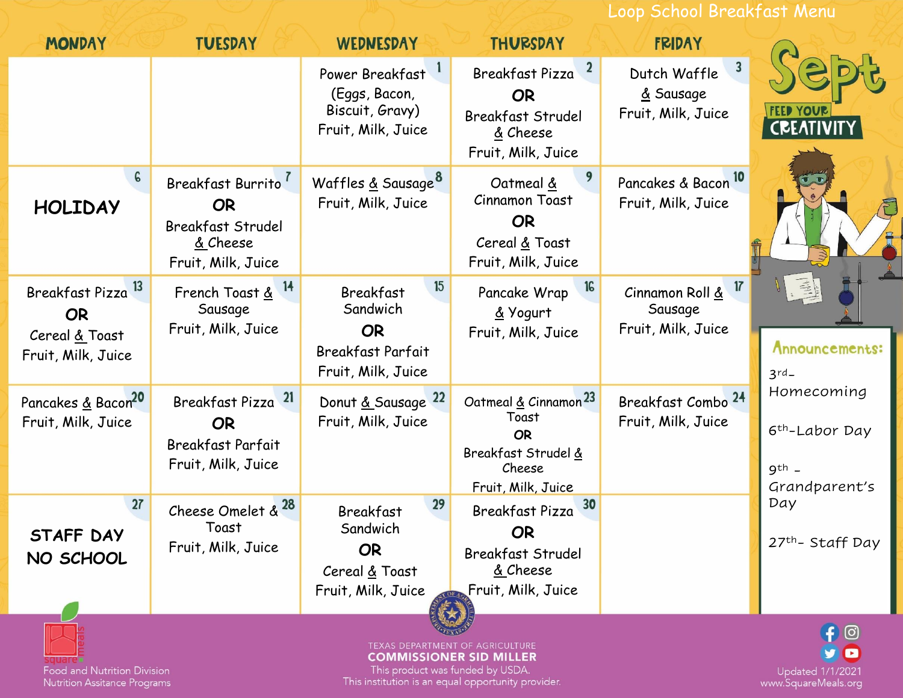# Loop School Breakfast Menu

## Sept

**FEED YOUR CREATIVITY**

| MONDAY | TUESDAY | WEDNESDAY | THURSDAY | FRIDAY |
|---|---|---|---|---|
| | | 1 Power Breakfast (Eggs, Bacon, Biscuit, Gravy) Fruit, Milk, Juice | 2 Breakfast Pizza **OR** Breakfast Strudel & Cheese Fruit, Milk, Juice | 3 Dutch Waffle & Sausage Fruit, Milk, Juice |
| 6 **HOLIDAY** | 7 Breakfast Burrito **OR** Breakfast Strudel & Cheese Fruit, Milk, Juice | 8 Waffles & Sausage Fruit, Milk, Juice | 9 Oatmeal & Cinnamon Toast **OR** Cereal & Toast Fruit, Milk, Juice | 10 Pancakes & Bacon Fruit, Milk, Juice |
| 13 Breakfast Pizza **OR** Cereal & Toast Fruit, Milk, Juice | 14 French Toast & Sausage Fruit, Milk, Juice | 15 Breakfast Sandwich **OR** Breakfast Parfait Fruit, Milk, Juice | 16 Pancake Wrap & Yogurt Fruit, Milk, Juice | 17 Cinnamon Roll & Sausage Fruit, Milk, Juice |
| 20 Pancakes & Bacon Fruit, Milk, Juice | 21 Breakfast Pizza **OR** Breakfast Parfait Fruit, Milk, Juice | 22 Donut & Sausage Fruit, Milk, Juice | 23 Oatmeal & Cinnamon Toast **OR** Breakfast Strudel & Cheese Fruit, Milk, Juice | 24 Breakfast Combo Fruit, Milk, Juice |
| 27 **STAFF DAY NO SCHOOL** | 28 Cheese Omelet & Toast Fruit, Milk, Juice | 29 Breakfast Sandwich **OR** Cereal & Toast Fruit, Milk, Juice | 30 Breakfast Pizza **OR** Breakfast Strudel & Cheese Fruit, Milk, Juice | |

### Announcements:

3rd– Homecoming

6th–Labor Day

9th – Grandparent's Day

27th– Staff Day

Square meals
Food and Nutrition Division
Nutrition Assitance Programs

TEXAS DEPARTMENT OF AGRICULTURE
COMMISSIONER SID MILLER
This product was funded by USDA.
This institution is an equal opportunity provider.

Updated 1/1/2021
www.SquareMeals.org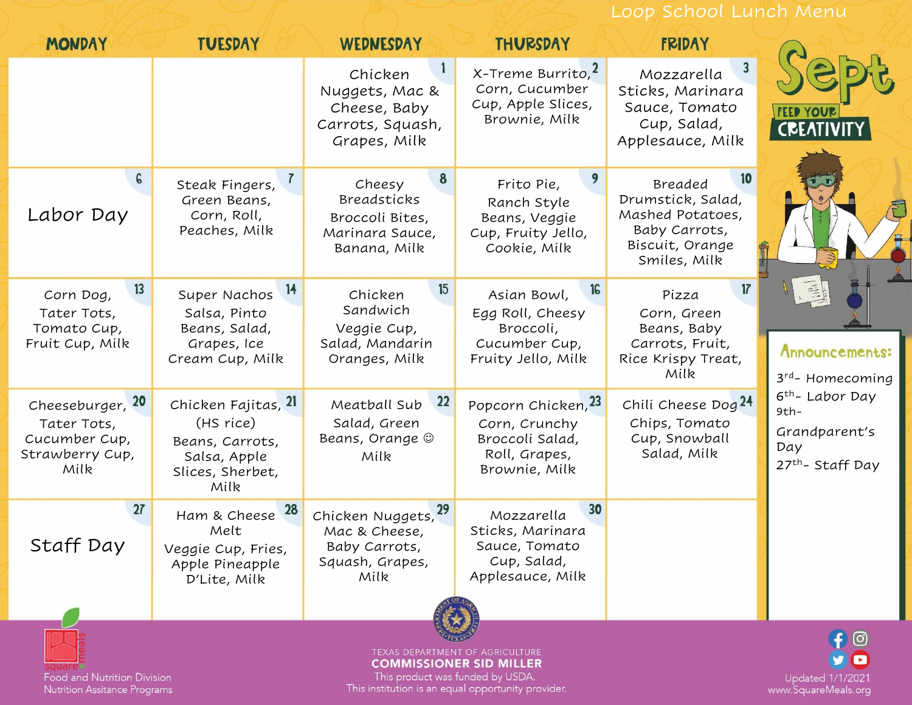# Loop School Lunch Menu

## Sept

FEED YOUR CREATIVITY

| MONDAY | TUESDAY | WEDNESDAY | THURSDAY | FRIDAY |
| --- | --- | --- | --- | --- |
| | | 1 Chicken Nuggets, Mac & Cheese, Baby Carrots, Squash, Grapes, Milk | 2 X-Treme Burrito, Corn, Cucumber Cup, Apple Slices, Brownie, Milk | 3 Mozzarella Sticks, Marinara Sauce, Tomato Cup, Salad, Applesauce, Milk |
| 6 Labor Day | 7 Steak Fingers, Green Beans, Corn, Roll, Peaches, Milk | 8 Cheesy Breadsticks Broccoli Bites, Marinara Sauce, Banana, Milk | 9 Frito Pie, Ranch Style Beans, Veggie Cup, Fruity Jello, Cookie, Milk | 10 Breaded Drumstick, Salad, Mashed Potatoes, Baby Carrots, Biscuit, Orange Smiles, Milk |
| 13 Corn Dog, Tater Tots, Tomato Cup, Fruit Cup, Milk | 14 Super Nachos Salsa, Pinto Beans, Salad, Grapes, Ice Cream Cup, Milk | 15 Chicken Sandwich Veggie Cup, Salad, Mandarin Oranges, Milk | 16 Asian Bowl, Egg Roll, Cheesy Broccoli, Cucumber Cup, Fruity Jello, Milk | 17 Pizza Corn, Green Beans, Baby Carrots, Fruit, Rice Krispy Treat, Milk |
| 20 Cheeseburger, Tater Tots, Cucumber Cup, Strawberry Cup, Milk | 21 Chicken Fajitas, (HS rice) Beans, Carrots, Salsa, Apple Slices, Sherbet, Milk | 22 Meatball Sub Salad, Green Beans, Orange ☺ Milk | 23 Popcorn Chicken, Corn, Crunchy Broccoli Salad, Roll, Grapes, Brownie, Milk | 24 Chili Cheese Dog Chips, Tomato Cup, Snowball Salad, Milk |
| 27 Staff Day | 28 Ham & Cheese Melt Veggie Cup, Fries, Apple Pineapple D'Lite, Milk | 29 Chicken Nuggets, Mac & Cheese, Baby Carrots, Squash, Grapes, Milk | 30 Mozzarella Sticks, Marinara Sauce, Tomato Cup, Salad, Applesauce, Milk | |

### Announcements:

3rd- Homecoming

6th- Labor Day

9th- Grandparent's Day

27th- Staff Day

square meals
Food and Nutrition Division
Nutrition Assitance Programs

TEXAS DEPARTMENT OF AGRICULTURE
**COMMISSIONER SID MILLER**
This product was funded by USDA.
This institution is an equal opportunity provider.

Updated 1/1/2021
www.SquareMeals.org